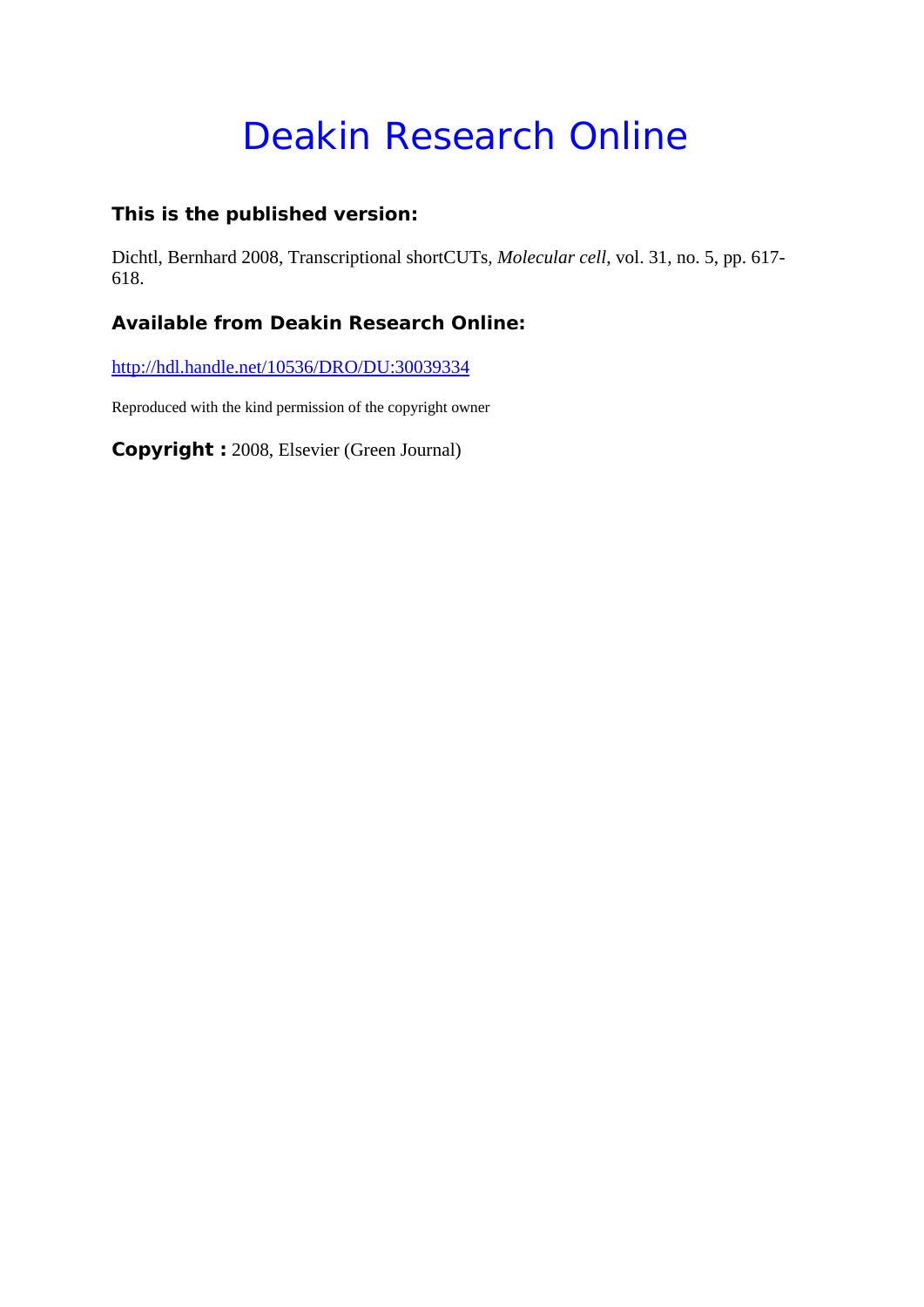# Deakin Research Online

### This is the published version:

Dichtl, Bernhard 2008, Transcriptional shortCUTs, *Molecular cell*, vol. 31, no. 5, pp. 617-618.

### Available from Deakin Research Online:

http://hdl.handle.net/10536/DRO/DU:30039334

Reproduced with the kind permission of the copyright owner

**Copyright :** 2008, Elsevier (Green Journal)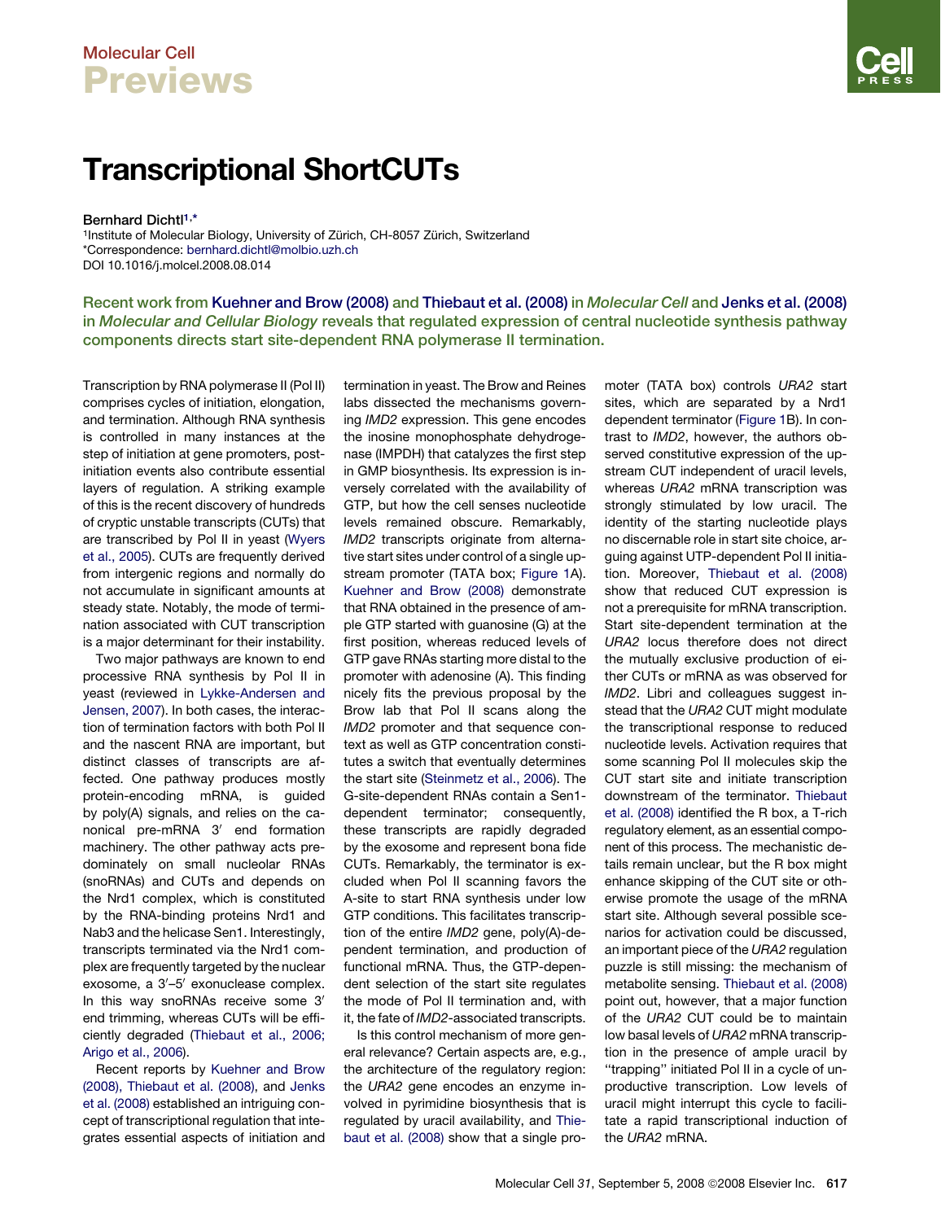Molecular Cell

Previews

# Transcriptional ShortCUTs

Bernhard Dichtl[1,*]

[1]Institute of Molecular Biology, University of Zürich, CH-8057 Zürich, Switzerland

*Correspondence: bernhard.dichtl@molbio.uzh.ch

DOI 10.1016/j.molcel.2008.08.014

**Recent work from Kuehner and Brow (2008) and Thiebaut et al. (2008) in *Molecular Cell* and Jenks et al. (2008) in *Molecular and Cellular Biology* reveals that regulated expression of central nucleotide synthesis pathway components directs start site-dependent RNA polymerase II termination.**

Transcription by RNA polymerase II (Pol II) comprises cycles of initiation, elongation, and termination. Although RNA synthesis is controlled in many instances at the step of initiation at gene promoters, post-initiation events also contribute essential layers of regulation. A striking example of this is the recent discovery of hundreds of cryptic unstable transcripts (CUTs) that are transcribed by Pol II in yeast (Wyers et al., 2005). CUTs are frequently derived from intergenic regions and normally do not accumulate in significant amounts at steady state. Notably, the mode of termination associated with CUT transcription is a major determinant for their instability.

Two major pathways are known to end processive RNA synthesis by Pol II in yeast (reviewed in Lykke-Andersen and Jensen, 2007). In both cases, the interaction of termination factors with both Pol II and the nascent RNA are important, but distinct classes of transcripts are affected. One pathway produces mostly protein-encoding mRNA, is guided by poly(A) signals, and relies on the canonical pre-mRNA 3′ end formation machinery. The other pathway acts predominately on small nucleolar RNAs (snoRNAs) and CUTs and depends on the Nrd1 complex, which is constituted by the RNA-binding proteins Nrd1 and Nab3 and the helicase Sen1. Interestingly, transcripts terminated via the Nrd1 complex are frequently targeted by the nuclear exosome, a 3′–5′ exonuclease complex. In this way snoRNAs receive some 3′ end trimming, whereas CUTs will be efficiently degraded (Thiebaut et al., 2006; Arigo et al., 2006).

Recent reports by Kuehner and Brow (2008), Thiebaut et al. (2008), and Jenks et al. (2008) established an intriguing concept of transcriptional regulation that integrates essential aspects of initiation and termination in yeast. The Brow and Reines labs dissected the mechanisms governing *IMD2* expression. This gene encodes the inosine monophosphate dehydrogenase (IMPDH) that catalyzes the first step in GMP biosynthesis. Its expression is inversely correlated with the availability of GTP, but how the cell senses nucleotide levels remained obscure. Remarkably, *IMD2* transcripts originate from alternative start sites under control of a single upstream promoter (TATA box; Figure 1A). Kuehner and Brow (2008) demonstrate that RNA obtained in the presence of ample GTP started with guanosine (G) at the first position, whereas reduced levels of GTP gave RNAs starting more distal to the promoter with adenosine (A). This finding nicely fits the previous proposal by the Brow lab that Pol II scans along the *IMD2* promoter and that sequence context as well as GTP concentration constitutes a switch that eventually determines the start site (Steinmetz et al., 2006). The G-site-dependent RNAs contain a Sen1-dependent terminator; consequently, these transcripts are rapidly degraded by the exosome and represent bona fide CUTs. Remarkably, the terminator is excluded when Pol II scanning favors the A-site to start RNA synthesis under low GTP conditions. This facilitates transcription of the entire *IMD2* gene, poly(A)-dependent termination, and production of functional mRNA. Thus, the GTP-dependent selection of the start site regulates the mode of Pol II termination and, with it, the fate of *IMD2*-associated transcripts.

Is this control mechanism of more general relevance? Certain aspects are, e.g., the architecture of the regulatory region: the *URA2* gene encodes an enzyme involved in pyrimidine biosynthesis that is regulated by uracil availability, and Thiebaut et al. (2008) show that a single promoter (TATA box) controls *URA2* start sites, which are separated by a Nrd1 dependent terminator (Figure 1B). In contrast to *IMD2*, however, the authors observed constitutive expression of the upstream CUT independent of uracil levels, whereas *URA2* mRNA transcription was strongly stimulated by low uracil. The identity of the starting nucleotide plays no discernable role in start site choice, arguing against UTP-dependent Pol II initiation. Moreover, Thiebaut et al. (2008) show that reduced CUT expression is not a prerequisite for mRNA transcription. Start site-dependent termination at the *URA2* locus therefore does not direct the mutually exclusive production of either CUTs or mRNA as was observed for *IMD2*. Libri and colleagues suggest instead that the *URA2* CUT might modulate the transcriptional response to reduced nucleotide levels. Activation requires that some scanning Pol II molecules skip the CUT start site and initiate transcription downstream of the terminator. Thiebaut et al. (2008) identified the R box, a T-rich regulatory element, as an essential component of this process. The mechanistic details remain unclear, but the R box might enhance skipping of the CUT site or otherwise promote the usage of the mRNA start site. Although several possible scenarios for activation could be discussed, an important piece of the *URA2* regulation puzzle is still missing: the mechanism of metabolite sensing. Thiebaut et al. (2008) point out, however, that a major function of the *URA2* CUT could be to maintain low basal levels of *URA2* mRNA transcription in the presence of ample uracil by "trapping" initiated Pol II in a cycle of unproductive transcription. Low levels of uracil might interrupt this cycle to facilitate a rapid transcriptional induction of the *URA2* mRNA.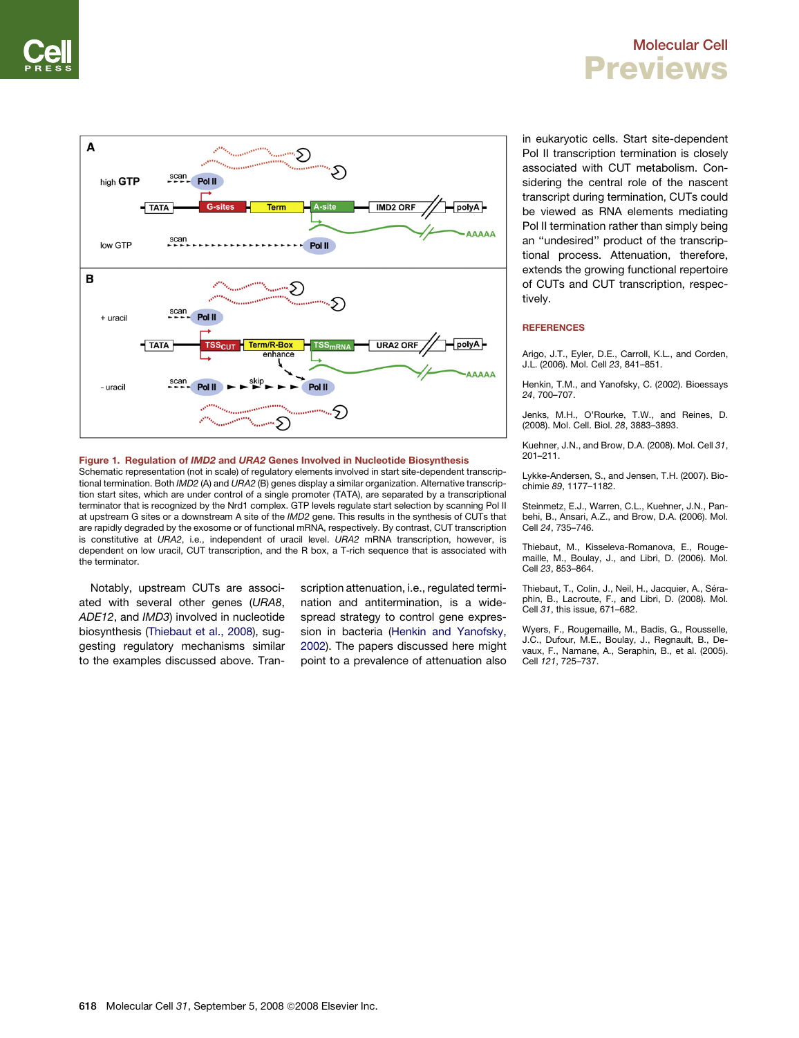A

high GTP

scan

Pol II

TATA

G-sites

Term

A-site

IMD2 ORF

polyA

AAAAA

low GTP

scan

Pol II

B

+ uracil

scan

Pol II

TATA

$TSS_{CUT}$

Term/R-Box

enhance

$TSS_{mRNA}$

URA2 ORF

polyA

AAAAA

- uracil

scan

Pol II

skip

Pol II

**Figure 1. Regulation of *IMD2* and *URA2* Genes Involved in Nucleotide Biosynthesis**
Schematic representation (not in scale) of regulatory elements involved in start site-dependent transcriptional termination. Both *IMD2* (A) and *URA2* (B) genes display a similar organization. Alternative transcription start sites, which are under control of a single promoter (TATA), are separated by a transcriptional terminator that is recognized by the Nrd1 complex. GTP levels regulate start selection by scanning Pol II at upstream G sites or a downstream A site of the *IMD2* gene. This results in the synthesis of CUTs that are rapidly degraded by the exosome or of functional mRNA, respectively. By contrast, CUT transcription is constitutive at *URA2*, i.e., independent of uracil level. *URA2* mRNA transcription, however, is dependent on low uracil, CUT transcription, and the R box, a T-rich sequence that is associated with the terminator.

Notably, upstream CUTs are associated with several other genes (*URA8*, *ADE12*, and *IMD3*) involved in nucleotide biosynthesis (Thiebaut et al., 2008), suggesting regulatory mechanisms similar to the examples discussed above. Transcription attenuation, i.e., regulated termination and antitermination, is a widespread strategy to control gene expression in bacteria (Henkin and Yanofsky, 2002). The papers discussed here might point to a prevalence of attenuation also in eukaryotic cells. Start site-dependent Pol II transcription termination is closely associated with CUT metabolism. Considering the central role of the nascent transcript during termination, CUTs could be viewed as RNA elements mediating Pol II termination rather than simply being an "undesired" product of the transcriptional process. Attenuation, therefore, extends the growing functional repertoire of CUTs and CUT transcription, respectively.

## REFERENCES

Arigo, J.T., Eyler, D.E., Carroll, K.L., and Corden, J.L. (2006). Mol. Cell *23*, 841–851.

Henkin, T.M., and Yanofsky, C. (2002). Bioessays *24*, 700–707.

Jenks, M.H., O'Rourke, T.W., and Reines, D. (2008). Mol. Cell. Biol. *28*, 3883–3893.

Kuehner, J.N., and Brow, D.A. (2008). Mol. Cell *31*, 201–211.

Lykke-Andersen, S., and Jensen, T.H. (2007). Biochimie *89*, 1177–1182.

Steinmetz, E.J., Warren, C.L., Kuehner, J.N., Panbehi, B., Ansari, A.Z., and Brow, D.A. (2006). Mol. Cell *24*, 735–746.

Thiebaut, M., Kisseleva-Romanova, E., Rougemaille, M., Boulay, J., and Libri, D. (2006). Mol. Cell *23*, 853–864.

Thiebaut, T., Colin, J., Neil, H., Jacquier, A., Séraphin, B., Lacroute, F., and Libri, D. (2008). Mol. Cell *31*, this issue, 671–682.

Wyers, F., Rougemaille, M., Badis, G., Rousselle, J.C., Dufour, M.E., Boulay, J., Regnault, B., Devaux, F., Namane, A., Seraphin, B., et al. (2005). Cell *121*, 725–737.